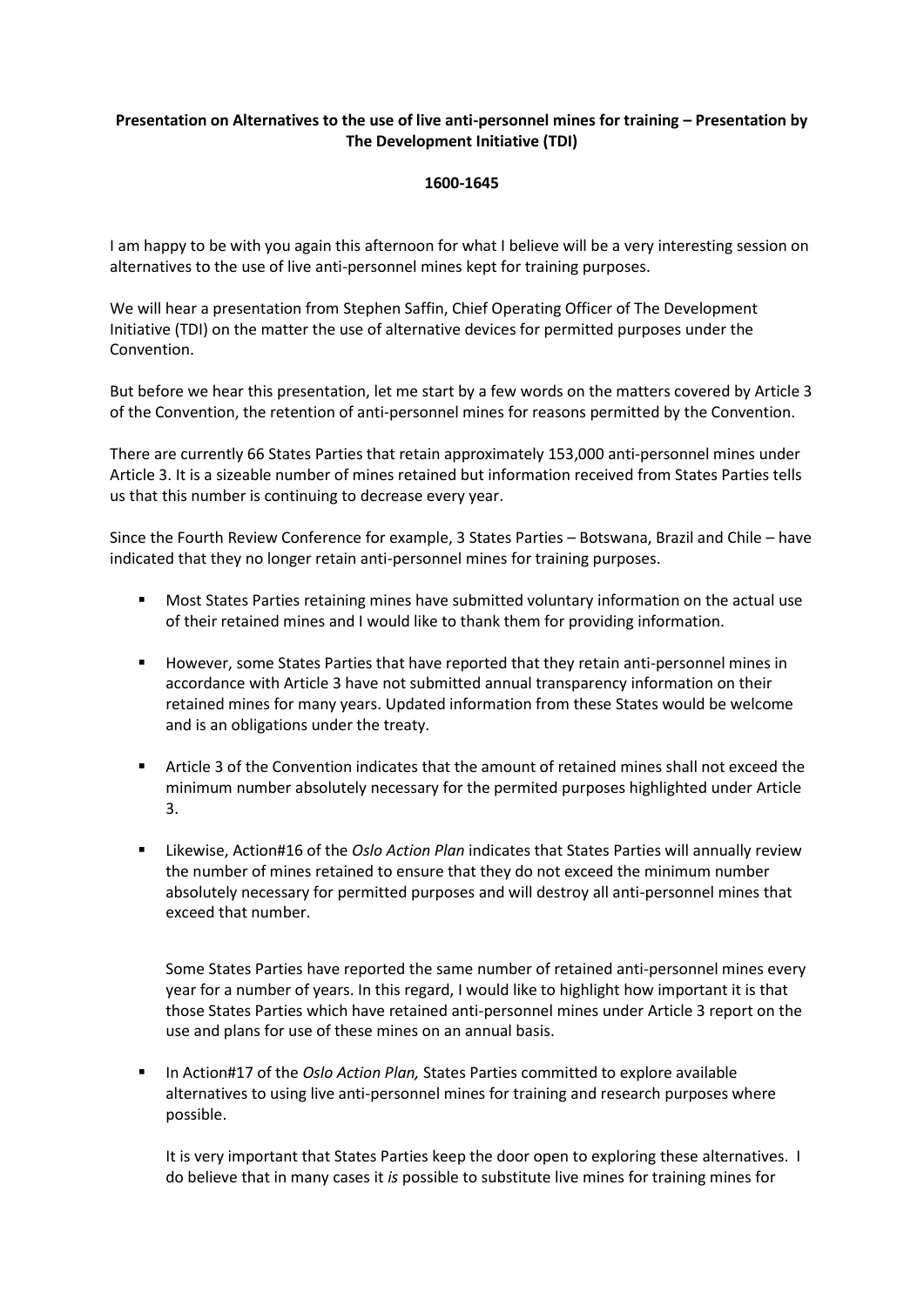**Presentation on Alternatives to the use of live anti-personnel mines for training – Presentation by The Development Initiative (TDI)**

**1600-1645**

I am happy to be with you again this afternoon for what I believe will be a very interesting session on alternatives to the use of live anti-personnel mines kept for training purposes.

We will hear a presentation from Stephen Saffin, Chief Operating Officer of The Development Initiative (TDI) on the matter the use of alternative devices for permitted purposes under the Convention.

But before we hear this presentation, let me start by a few words on the matters covered by Article 3 of the Convention, the retention of anti-personnel mines for reasons permitted by the Convention.

There are currently 66 States Parties that retain approximately 153,000 anti-personnel mines under Article 3. It is a sizeable number of mines retained but information received from States Parties tells us that this number is continuing to decrease every year.

Since the Fourth Review Conference for example, 3 States Parties – Botswana, Brazil and Chile – have indicated that they no longer retain anti-personnel mines for training purposes.

- Most States Parties retaining mines have submitted voluntary information on the actual use of their retained mines and I would like to thank them for providing information.
- However, some States Parties that have reported that they retain anti-personnel mines in accordance with Article 3 have not submitted annual transparency information on their retained mines for many years. Updated information from these States would be welcome and is an obligations under the treaty.
- Article 3 of the Convention indicates that the amount of retained mines shall not exceed the minimum number absolutely necessary for the permited purposes highlighted under Article 3.
- Likewise, Action#16 of the *Oslo Action Plan* indicates that States Parties will annually review the number of mines retained to ensure that they do not exceed the minimum number absolutely necessary for permitted purposes and will destroy all anti-personnel mines that exceed that number.

  Some States Parties have reported the same number of retained anti-personnel mines every year for a number of years. In this regard, I would like to highlight how important it is that those States Parties which have retained anti-personnel mines under Article 3 report on the use and plans for use of these mines on an annual basis.

- In Action#17 of the *Oslo Action Plan,* States Parties committed to explore available alternatives to using live anti-personnel mines for training and research purposes where possible.

  It is very important that States Parties keep the door open to exploring these alternatives. I do believe that in many cases it *is* possible to substitute live mines for training mines for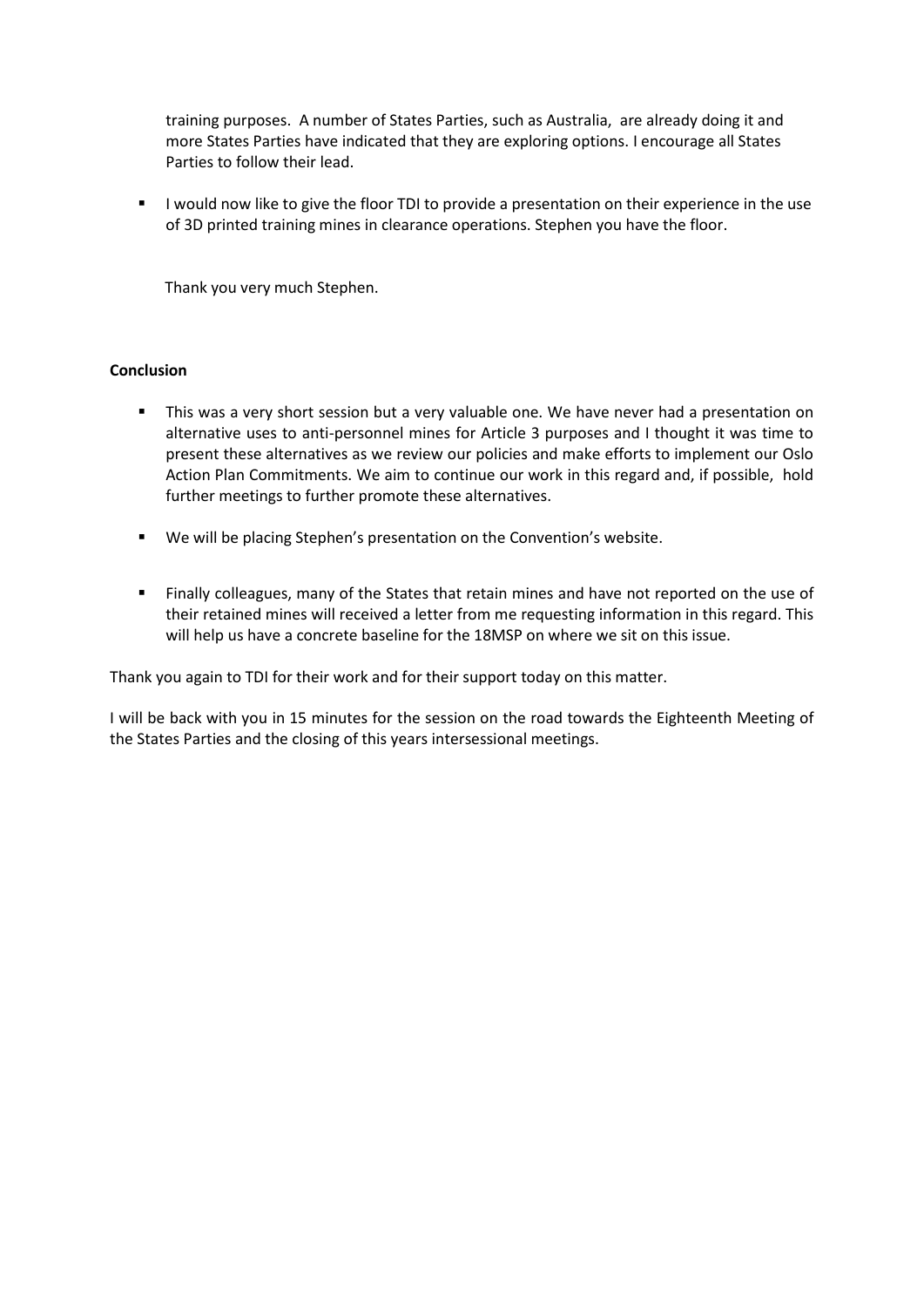training purposes. A number of States Parties, such as Australia, are already doing it and more States Parties have indicated that they are exploring options. I encourage all States Parties to follow their lead.

- I would now like to give the floor TDI to provide a presentation on their experience in the use of 3D printed training mines in clearance operations. Stephen you have the floor.

Thank you very much Stephen.

**Conclusion**

- This was a very short session but a very valuable one. We have never had a presentation on alternative uses to anti-personnel mines for Article 3 purposes and I thought it was time to present these alternatives as we review our policies and make efforts to implement our Oslo Action Plan Commitments. We aim to continue our work in this regard and, if possible, hold further meetings to further promote these alternatives.

- We will be placing Stephen's presentation on the Convention's website.

- Finally colleagues, many of the States that retain mines and have not reported on the use of their retained mines will received a letter from me requesting information in this regard. This will help us have a concrete baseline for the 18MSP on where we sit on this issue.

Thank you again to TDI for their work and for their support today on this matter.

I will be back with you in 15 minutes for the session on the road towards the Eighteenth Meeting of the States Parties and the closing of this years intersessional meetings.